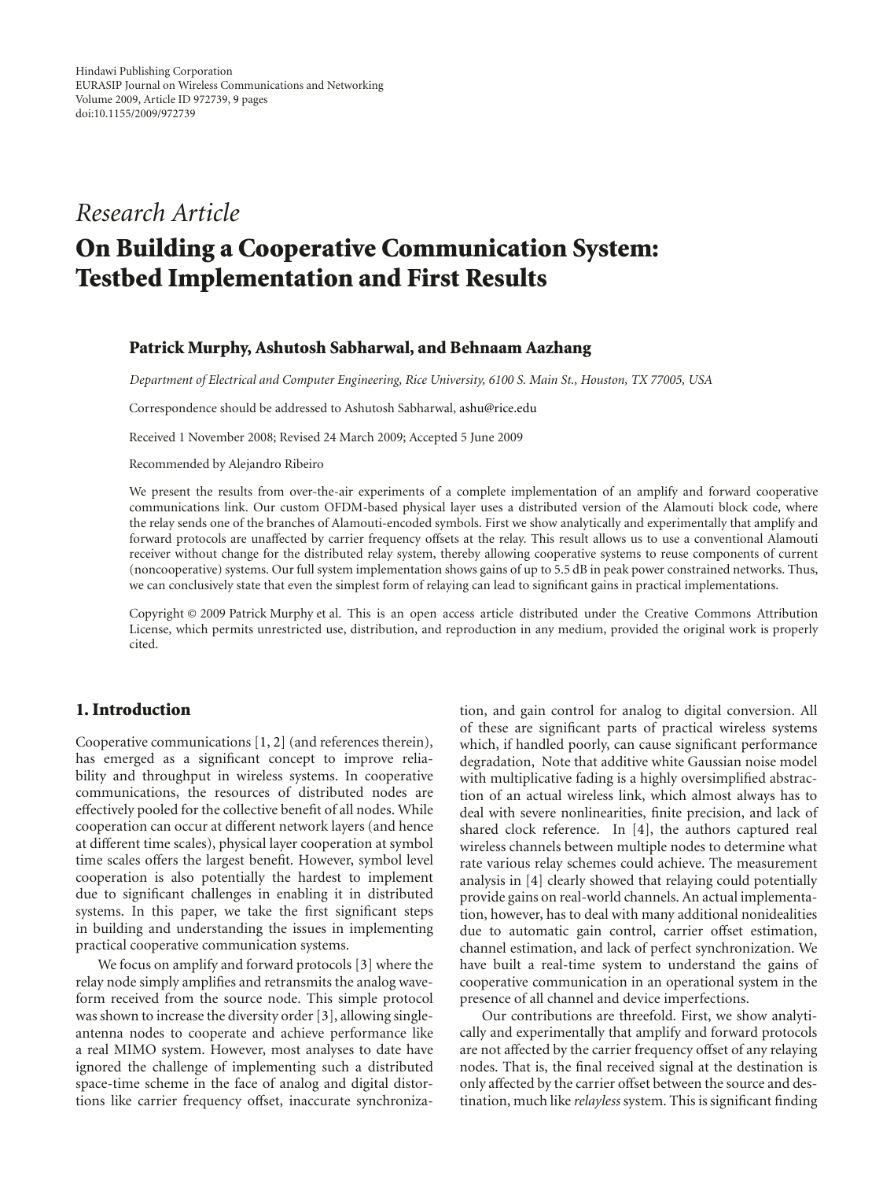Hindawi Publishing Corporation
EURASIP Journal on Wireless Communications and Networking
Volume 2009, Article ID 972739, 9 pages
doi:10.1155/2009/972739

*Research Article*

# On Building a Cooperative Communication System: Testbed Implementation and First Results

**Patrick Murphy, Ashutosh Sabharwal, and Behnaam Aazhang**

*Department of Electrical and Computer Engineering, Rice University, 6100 S. Main St., Houston, TX 77005, USA*

Correspondence should be addressed to Ashutosh Sabharwal, ashu@rice.edu

Received 1 November 2008; Revised 24 March 2009; Accepted 5 June 2009

Recommended by Alejandro Ribeiro

We present the results from over-the-air experiments of a complete implementation of an amplify and forward cooperative communications link. Our custom OFDM-based physical layer uses a distributed version of the Alamouti block code, where the relay sends one of the branches of Alamouti-encoded symbols. First we show analytically and experimentally that amplify and forward protocols are unaffected by carrier frequency offsets at the relay. This result allows us to use a conventional Alamouti receiver without change for the distributed relay system, thereby allowing cooperative systems to reuse components of current (noncooperative) systems. Our full system implementation shows gains of up to 5.5 dB in peak power constrained networks. Thus, we can conclusively state that even the simplest form of relaying can lead to significant gains in practical implementations.

Copyright © 2009 Patrick Murphy et al. This is an open access article distributed under the Creative Commons Attribution License, which permits unrestricted use, distribution, and reproduction in any medium, provided the original work is properly cited.

## 1. Introduction

Cooperative communications [1, 2] (and references therein), has emerged as a significant concept to improve reliability and throughput in wireless systems. In cooperative communications, the resources of distributed nodes are effectively pooled for the collective benefit of all nodes. While cooperation can occur at different network layers (and hence at different time scales), physical layer cooperation at symbol time scales offers the largest benefit. However, symbol level cooperation is also potentially the hardest to implement due to significant challenges in enabling it in distributed systems. In this paper, we take the first significant steps in building and understanding the issues in implementing practical cooperative communication systems.

We focus on amplify and forward protocols [3] where the relay node simply amplifies and retransmits the analog waveform received from the source node. This simple protocol was shown to increase the diversity order [3], allowing single-antenna nodes to cooperate and achieve performance like a real MIMO system. However, most analyses to date have ignored the challenge of implementing such a distributed space-time scheme in the face of analog and digital distortions like carrier frequency offset, inaccurate synchronization, and gain control for analog to digital conversion. All of these are significant parts of practical wireless systems which, if handled poorly, can cause significant performance degradation, Note that additive white Gaussian noise model with multiplicative fading is a highly oversimplified abstraction of an actual wireless link, which almost always has to deal with severe nonlinearities, finite precision, and lack of shared clock reference. In [4], the authors captured real wireless channels between multiple nodes to determine what rate various relay schemes could achieve. The measurement analysis in [4] clearly showed that relaying could potentially provide gains on real-world channels. An actual implementation, however, has to deal with many additional nonidealities due to automatic gain control, carrier offset estimation, channel estimation, and lack of perfect synchronization. We have built a real-time system to understand the gains of cooperative communication in an operational system in the presence of all channel and device imperfections.

Our contributions are threefold. First, we show analytically and experimentally that amplify and forward protocols are not affected by the carrier frequency offset of any relaying nodes. That is, the final received signal at the destination is only affected by the carrier offset between the source and destination, much like *relayless* system. This is significant finding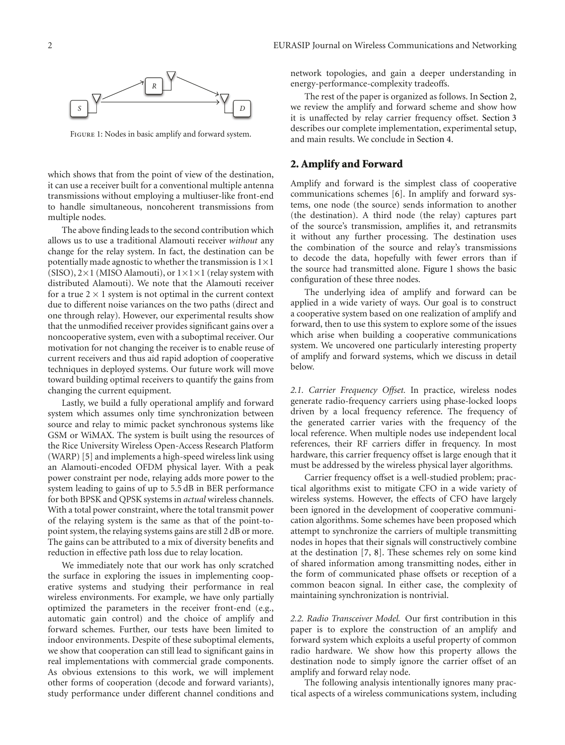Figure 1: Nodes in basic amplify and forward system.

which shows that from the point of view of the destination, it can use a receiver built for a conventional multiple antenna transmissions without employing a multiuser-like front-end to handle simultaneous, noncoherent transmissions from multiple nodes.

The above finding leads to the second contribution which allows us to use a traditional Alamouti receiver *without* any change for the relay system. In fact, the destination can be potentially made agnostic to whether the transmission is $1 \times 1$ (SISO), $2 \times 1$ (MISO Alamouti), or $1 \times 1 \times 1$ (relay system with distributed Alamouti). We note that the Alamouti receiver for a true $2 \times 1$ system is not optimal in the current context due to different noise variances on the two paths (direct and one through relay). However, our experimental results show that the unmodified receiver provides significant gains over a noncooperative system, even with a suboptimal receiver. Our motivation for not changing the receiver is to enable reuse of current receivers and thus aid rapid adoption of cooperative techniques in deployed systems. Our future work will move toward building optimal receivers to quantify the gains from changing the current equipment.

Lastly, we build a fully operational amplify and forward system which assumes only time synchronization between source and relay to mimic packet synchronous systems like GSM or WiMAX. The system is built using the resources of the Rice University Wireless Open-Access Research Platform (WARP) [5] and implements a high-speed wireless link using an Alamouti-encoded OFDM physical layer. With a peak power constraint per node, relaying adds more power to the system leading to gains of up to 5.5 dB in BER performance for both BPSK and QPSK systems in *actual* wireless channels. With a total power constraint, where the total transmit power of the relaying system is the same as that of the point-to-point system, the relaying systems gains are still 2 dB or more. The gains can be attributed to a mix of diversity benefits and reduction in effective path loss due to relay location.

We immediately note that our work has only scratched the surface in exploring the issues in implementing cooperative systems and studying their performance in real wireless environments. For example, we have only partially optimized the parameters in the receiver front-end (e.g., automatic gain control) and the choice of amplify and forward schemes. Further, our tests have been limited to indoor environments. Despite of these suboptimal elements, we show that cooperation can still lead to significant gains in real implementations with commercial grade components. As obvious extensions to this work, we will implement other forms of cooperation (decode and forward variants), study performance under different channel conditions and network topologies, and gain a deeper understanding in energy-performance-complexity tradeoffs.

The rest of the paper is organized as follows. In Section 2, we review the amplify and forward scheme and show how it is unaffected by relay carrier frequency offset. Section 3 describes our complete implementation, experimental setup, and main results. We conclude in Section 4.

## 2. Amplify and Forward

Amplify and forward is the simplest class of cooperative communications schemes [6]. In amplify and forward systems, one node (the source) sends information to another (the destination). A third node (the relay) captures part of the source's transmission, amplifies it, and retransmits it without any further processing. The destination uses the combination of the source and relay's transmissions to decode the data, hopefully with fewer errors than if the source had transmitted alone. Figure 1 shows the basic configuration of these three nodes.

The underlying idea of amplify and forward can be applied in a wide variety of ways. Our goal is to construct a cooperative system based on one realization of amplify and forward, then to use this system to explore some of the issues which arise when building a cooperative communications system. We uncovered one particularly interesting property of amplify and forward systems, which we discuss in detail below.

*2.1. Carrier Frequency Offset.* In practice, wireless nodes generate radio-frequency carriers using phase-locked loops driven by a local frequency reference. The frequency of the generated carrier varies with the frequency of the local reference. When multiple nodes use independent local references, their RF carriers differ in frequency. In most hardware, this carrier frequency offset is large enough that it must be addressed by the wireless physical layer algorithms.

Carrier frequency offset is a well-studied problem; practical algorithms exist to mitigate CFO in a wide variety of wireless systems. However, the effects of CFO have largely been ignored in the development of cooperative communication algorithms. Some schemes have been proposed which attempt to synchronize the carriers of multiple transmitting nodes in hopes that their signals will constructively combine at the destination [7, 8]. These schemes rely on some kind of shared information among transmitting nodes, either in the form of communicated phase offsets or reception of a common beacon signal. In either case, the complexity of maintaining synchronization is nontrivial.

*2.2. Radio Transceiver Model.* Our first contribution in this paper is to explore the construction of an amplify and forward system which exploits a useful property of common radio hardware. We show how this property allows the destination node to simply ignore the carrier offset of an amplify and forward relay node.

The following analysis intentionally ignores many practical aspects of a wireless communications system, including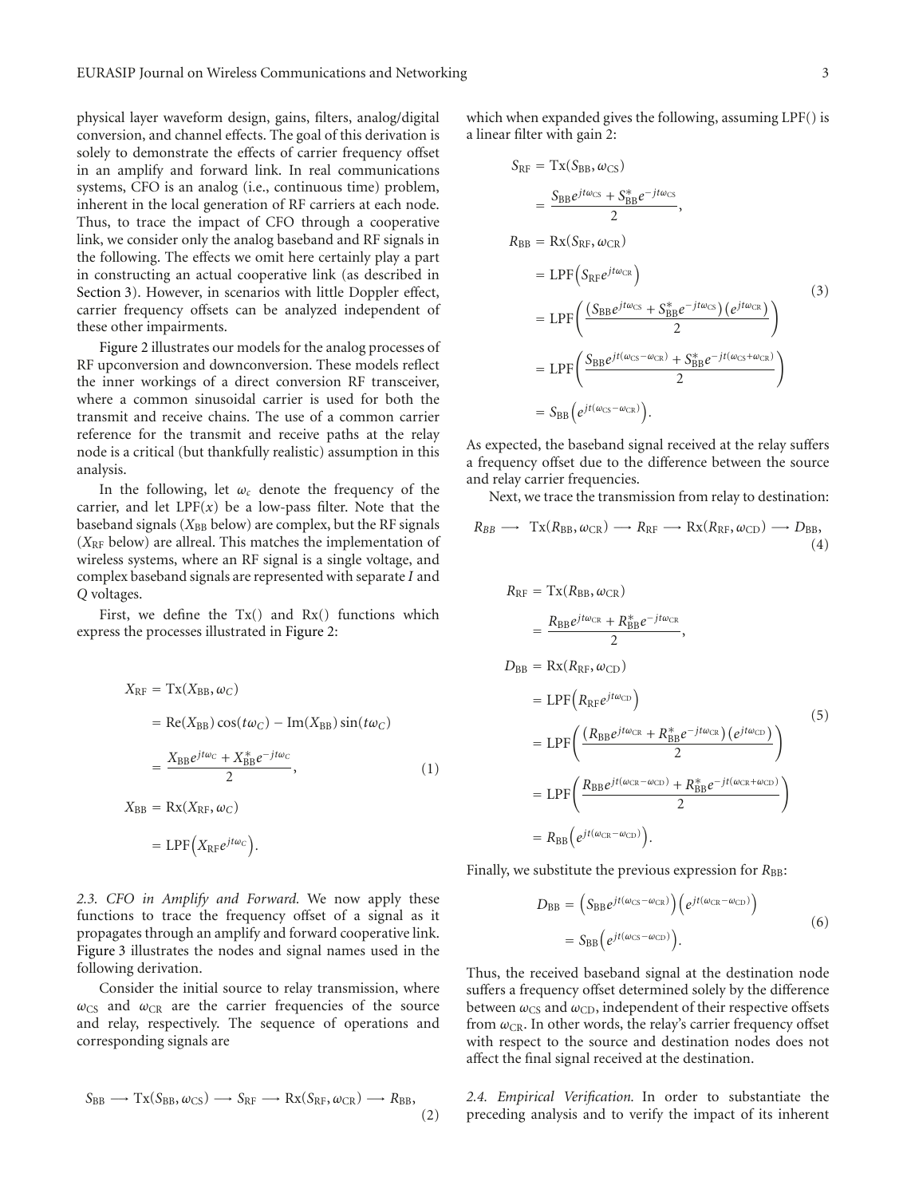physical layer waveform design, gains, filters, analog/digital conversion, and channel effects. The goal of this derivation is solely to demonstrate the effects of carrier frequency offset in an amplify and forward link. In real communications systems, CFO is an analog (i.e., continuous time) problem, inherent in the local generation of RF carriers at each node. Thus, to trace the impact of CFO through a cooperative link, we consider only the analog baseband and RF signals in the following. The effects we omit here certainly play a part in constructing an actual cooperative link (as described in Section 3). However, in scenarios with little Doppler effect, carrier frequency offsets can be analyzed independent of these other impairments.

Figure 2 illustrates our models for the analog processes of RF upconversion and downconversion. These models reflect the inner workings of a direct conversion RF transceiver, where a common sinusoidal carrier is used for both the transmit and receive chains. The use of a common carrier reference for the transmit and receive paths at the relay node is a critical (but thankfully realistic) assumption in this analysis.

In the following, let $\omega_c$ denote the frequency of the carrier, and let $\mathrm{LPF}(x)$ be a low-pass filter. Note that the baseband signals ($X_{\mathrm{BB}}$ below) are complex, but the RF signals ($X_{\mathrm{RF}}$ below) are allreal. This matches the implementation of wireless systems, where an RF signal is a single voltage, and complex baseband signals are represented with separate $I$ and $Q$ voltages.

First, we define the Tx() and Rx() functions which express the processes illustrated in Figure 2:

$$
\begin{aligned}
X_{\mathrm{RF}} &= \mathrm{Tx}(X_{\mathrm{BB}}, \omega_C) \\
&= \mathrm{Re}(X_{\mathrm{BB}})\cos(t\omega_C) - \mathrm{Im}(X_{\mathrm{BB}})\sin(t\omega_C) \\
&= \frac{X_{\mathrm{BB}}e^{jt\omega_C} + X_{\mathrm{BB}}^{*}e^{-jt\omega_C}}{2}, \\
X_{\mathrm{BB}} &= \mathrm{Rx}(X_{\mathrm{RF}}, \omega_C) \\
&= \mathrm{LPF}\left(X_{\mathrm{RF}}e^{jt\omega_C}\right).
\end{aligned}
\tag{1}
$$

*2.3. CFO in Amplify and Forward.* We now apply these functions to trace the frequency offset of a signal as it propagates through an amplify and forward cooperative link. Figure 3 illustrates the nodes and signal names used in the following derivation.

Consider the initial source to relay transmission, where $\omega_{\mathrm{CS}}$ and $\omega_{\mathrm{CR}}$ are the carrier frequencies of the source and relay, respectively. The sequence of operations and corresponding signals are

$$
S_{\mathrm{BB}} \longrightarrow \mathrm{Tx}(S_{\mathrm{BB}}, \omega_{\mathrm{CS}}) \longrightarrow S_{\mathrm{RF}} \longrightarrow \mathrm{Rx}(S_{\mathrm{RF}}, \omega_{\mathrm{CR}}) \longrightarrow R_{\mathrm{BB}},
\tag{2}
$$

which when expanded gives the following, assuming LPF() is a linear filter with gain 2:

$$
\begin{aligned}
S_{\mathrm{RF}} &= \mathrm{Tx}(S_{\mathrm{BB}}, \omega_{\mathrm{CS}}) \\
&= \frac{S_{\mathrm{BB}}e^{jt\omega_{\mathrm{CS}}} + S_{\mathrm{BB}}^{*}e^{-jt\omega_{\mathrm{CS}}}}{2}, \\
R_{\mathrm{BB}} &= \mathrm{Rx}(S_{\mathrm{RF}}, \omega_{\mathrm{CR}}) \\
&= \mathrm{LPF}\left(S_{\mathrm{RF}}e^{jt\omega_{\mathrm{CR}}}\right) \\
&= \mathrm{LPF}\left(\frac{\left(S_{\mathrm{BB}}e^{jt\omega_{\mathrm{CS}}} + S_{\mathrm{BB}}^{*}e^{-jt\omega_{\mathrm{CS}}}\right)\left(e^{jt\omega_{\mathrm{CR}}}\right)}{2}\right) \\
&= \mathrm{LPF}\left(\frac{S_{\mathrm{BB}}e^{jt(\omega_{\mathrm{CS}}-\omega_{\mathrm{CR}})} + S_{\mathrm{BB}}^{*}e^{-jt(\omega_{\mathrm{CS}}+\omega_{\mathrm{CR}})}}{2}\right) \\
&= S_{\mathrm{BB}}\left(e^{jt(\omega_{\mathrm{CS}}-\omega_{\mathrm{CR}})}\right).
\end{aligned}
\tag{3}
$$

As expected, the baseband signal received at the relay suffers a frequency offset due to the difference between the source and relay carrier frequencies.

Next, we trace the transmission from relay to destination:

$$
R_{BB} \longrightarrow \mathrm{Tx}(R_{\mathrm{BB}}, \omega_{\mathrm{CR}}) \longrightarrow R_{\mathrm{RF}} \longrightarrow \mathrm{Rx}(R_{\mathrm{RF}}, \omega_{\mathrm{CD}}) \longrightarrow D_{\mathrm{BB}},
\tag{4}
$$

$$
\begin{aligned}
R_{\mathrm{RF}} &= \mathrm{Tx}(R_{\mathrm{BB}}, \omega_{\mathrm{CR}}) \\
&= \frac{R_{\mathrm{BB}}e^{jt\omega_{\mathrm{CR}}} + R_{\mathrm{BB}}^{*}e^{-jt\omega_{\mathrm{CR}}}}{2}, \\
D_{\mathrm{BB}} &= \mathrm{Rx}(R_{\mathrm{RF}}, \omega_{\mathrm{CD}}) \\
&= \mathrm{LPF}\left(R_{\mathrm{RF}}e^{jt\omega_{\mathrm{CD}}}\right) \\
&= \mathrm{LPF}\left(\frac{\left(R_{\mathrm{BB}}e^{jt\omega_{\mathrm{CR}}} + R_{\mathrm{BB}}^{*}e^{-jt\omega_{\mathrm{CR}}}\right)\left(e^{jt\omega_{\mathrm{CD}}}\right)}{2}\right) \\
&= \mathrm{LPF}\left(\frac{R_{\mathrm{BB}}e^{jt(\omega_{\mathrm{CR}}-\omega_{\mathrm{CD}})} + R_{\mathrm{BB}}^{*}e^{-jt(\omega_{\mathrm{CR}}+\omega_{\mathrm{CD}})}}{2}\right) \\
&= R_{\mathrm{BB}}\left(e^{jt(\omega_{\mathrm{CR}}-\omega_{\mathrm{CD}})}\right).
\end{aligned}
\tag{5}
$$

Finally, we substitute the previous expression for $R_{\mathrm{BB}}$:

$$
\begin{aligned}
D_{\mathrm{BB}} &= \left(S_{\mathrm{BB}}e^{jt(\omega_{\mathrm{CS}}-\omega_{\mathrm{CR}})}\right)\left(e^{jt(\omega_{\mathrm{CR}}-\omega_{\mathrm{CD}})}\right) \\
&= S_{\mathrm{BB}}\left(e^{jt(\omega_{\mathrm{CS}}-\omega_{\mathrm{CD}})}\right).
\end{aligned}
\tag{6}
$$

Thus, the received baseband signal at the destination node suffers a frequency offset determined solely by the difference between $\omega_{\mathrm{CS}}$ and $\omega_{\mathrm{CD}}$, independent of their respective offsets from $\omega_{\mathrm{CR}}$. In other words, the relay's carrier frequency offset with respect to the source and destination nodes does not affect the final signal received at the destination.

*2.4. Empirical Verification.* In order to substantiate the preceding analysis and to verify the impact of its inherent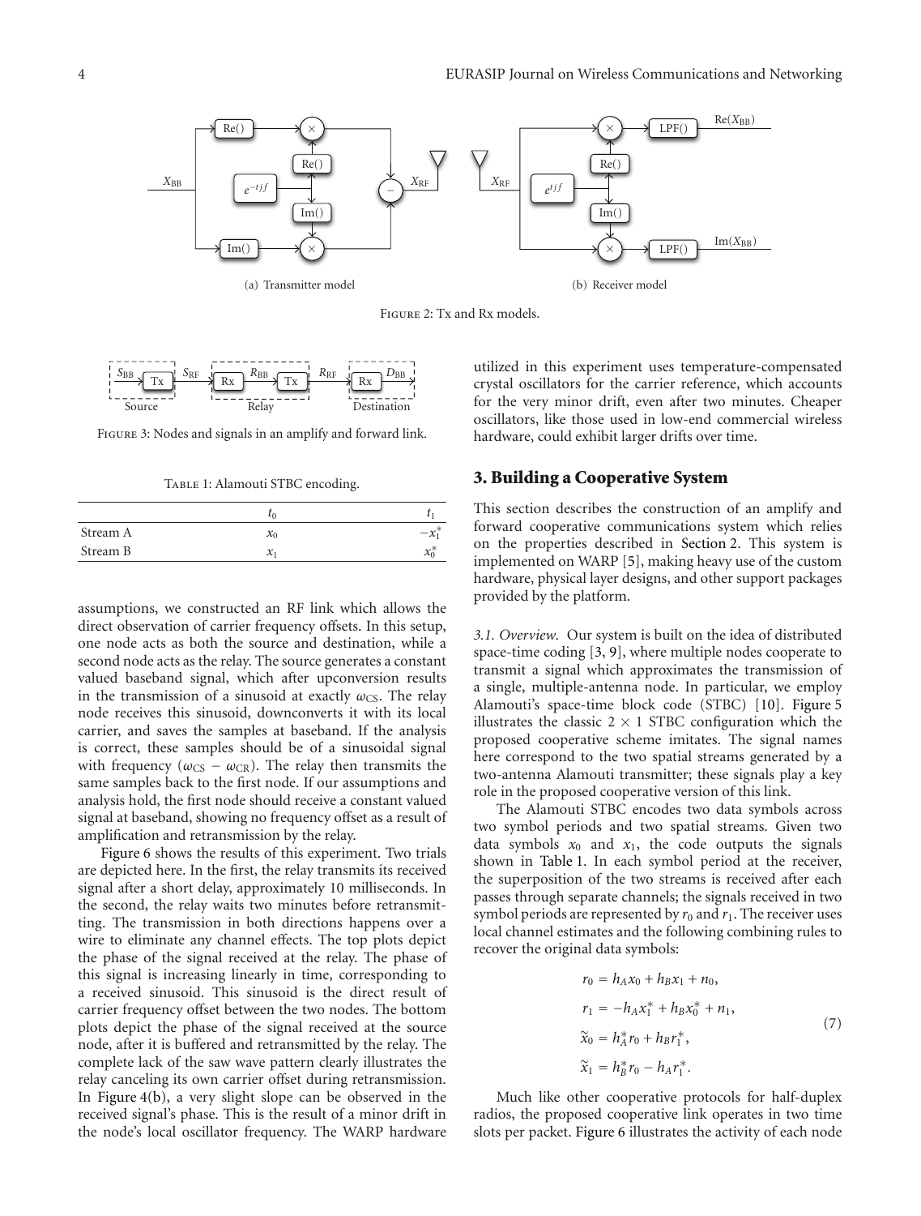(a) Transmitter model

(b) Receiver model

Figure 2: Tx and Rx models.

Figure 3: Nodes and signals in an amplify and forward link.

Table 1: Alamouti STBC encoding.

|  | $t_0$ | $t_1$ |
|---|---|---|
| Stream A | $x_0$ | $-x_1^*$ |
| Stream B | $x_1$ | $x_0^*$ |

assumptions, we constructed an RF link which allows the direct observation of carrier frequency offsets. In this setup, one node acts as both the source and destination, while a second node acts as the relay. The source generates a constant valued baseband signal, which after upconversion results in the transmission of a sinusoid at exactly $\omega_{CS}$. The relay node receives this sinusoid, downconverts it with its local carrier, and saves the samples at baseband. If the analysis is correct, these samples should be of a sinusoidal signal with frequency $(\omega_{CS} - \omega_{CR})$. The relay then transmits the same samples back to the first node. If our assumptions and analysis hold, the first node should receive a constant valued signal at baseband, showing no frequency offset as a result of amplification and retransmission by the relay.

Figure 6 shows the results of this experiment. Two trials are depicted here. In the first, the relay transmits its received signal after a short delay, approximately 10 milliseconds. In the second, the relay waits two minutes before retransmitting. The transmission in both directions happens over a wire to eliminate any channel effects. The top plots depict the phase of the signal received at the relay. The phase of this signal is increasing linearly in time, corresponding to a received sinusoid. This sinusoid is the direct result of carrier frequency offset between the two nodes. The bottom plots depict the phase of the signal received at the source node, after it is buffered and retransmitted by the relay. The complete lack of the saw wave pattern clearly illustrates the relay canceling its own carrier offset during retransmission. In Figure 4(b), a very slight slope can be observed in the received signal's phase. This is the result of a minor drift in the node's local oscillator frequency. The WARP hardware utilized in this experiment uses temperature-compensated crystal oscillators for the carrier reference, which accounts for the very minor drift, even after two minutes. Cheaper oscillators, like those used in low-end commercial wireless hardware, could exhibit larger drifts over time.

## 3. Building a Cooperative System

This section describes the construction of an amplify and forward cooperative communications system which relies on the properties described in Section 2. This system is implemented on WARP [5], making heavy use of the custom hardware, physical layer designs, and other support packages provided by the platform.

*3.1. Overview.* Our system is built on the idea of distributed space-time coding [3, 9], where multiple nodes cooperate to transmit a signal which approximates the transmission of a single, multiple-antenna node. In particular, we employ Alamouti's space-time block code (STBC) [10]. Figure 5 illustrates the classic $2 \times 1$ STBC configuration which the proposed cooperative scheme imitates. The signal names here correspond to the two spatial streams generated by a two-antenna Alamouti transmitter; these signals play a key role in the proposed cooperative version of this link.

The Alamouti STBC encodes two data symbols across two symbol periods and two spatial streams. Given two data symbols $x_0$ and $x_1$, the code outputs the signals shown in Table 1. In each symbol period at the receiver, the superposition of the two streams is received after each passes through separate channels; the signals received in two symbol periods are represented by $r_0$ and $r_1$. The receiver uses local channel estimates and the following combining rules to recover the original data symbols:

$$
\begin{aligned}
r_0 &= h_A x_0 + h_B x_1 + n_0, \\
r_1 &= -h_A x_1^* + h_B x_0^* + n_1, \\
\tilde{x}_0 &= h_A^* r_0 + h_B r_1^*, \\
\tilde{x}_1 &= h_B^* r_0 - h_A r_1^*.
\end{aligned}
\tag{7}
$$

Much like other cooperative protocols for half-duplex radios, the proposed cooperative link operates in two time slots per packet. Figure 6 illustrates the activity of each node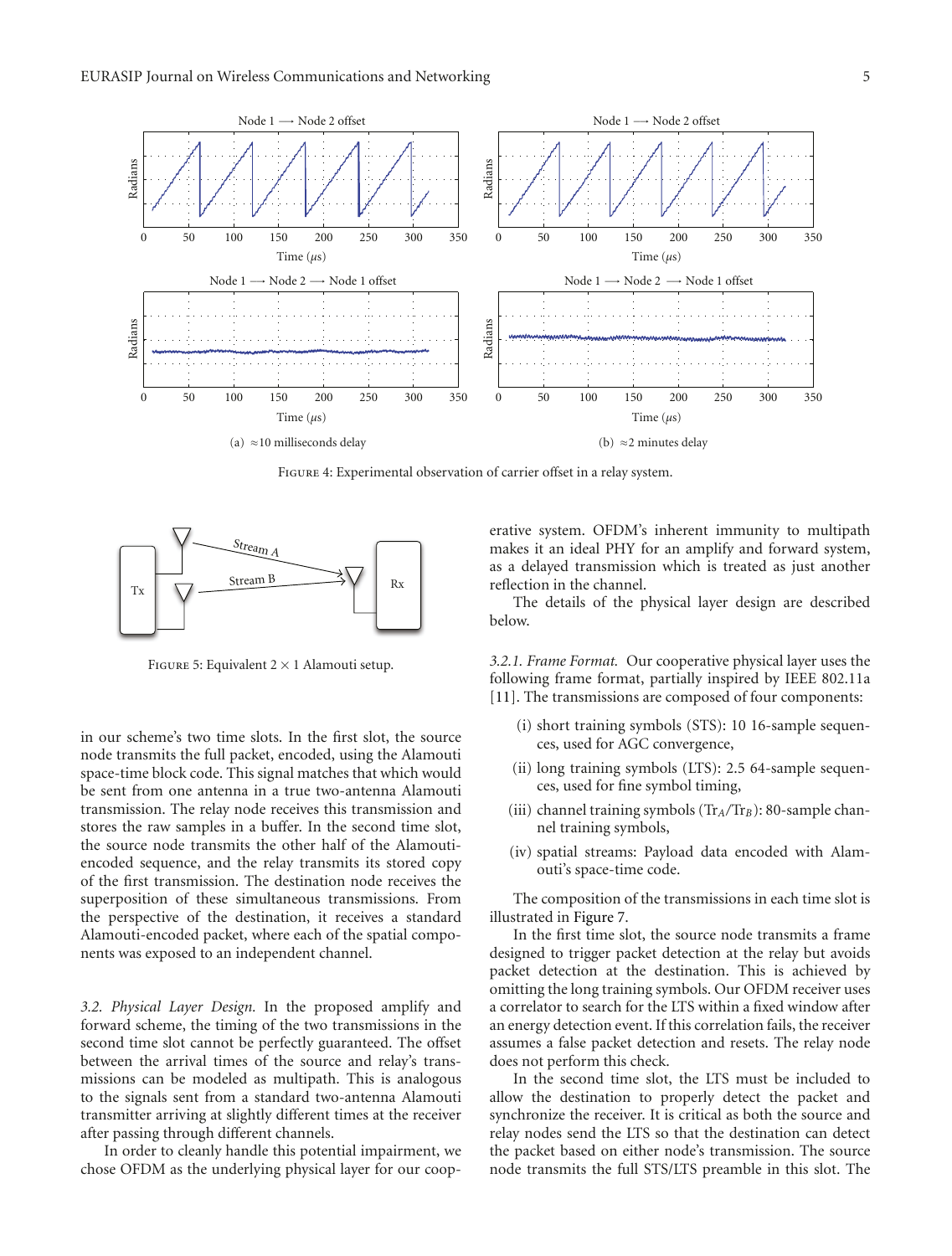Figure 4: Experimental observation of carrier offset in a relay system.

(a) ≈10 milliseconds delay

(b) ≈2 minutes delay

Figure 5: Equivalent 2 × 1 Alamouti setup.

in our scheme's two time slots. In the first slot, the source node transmits the full packet, encoded, using the Alamouti space-time block code. This signal matches that which would be sent from one antenna in a true two-antenna Alamouti transmission. The relay node receives this transmission and stores the raw samples in a buffer. In the second time slot, the source node transmits the other half of the Alamouti-encoded sequence, and the relay transmits its stored copy of the first transmission. The destination node receives the superposition of these simultaneous transmissions. From the perspective of the destination, it receives a standard Alamouti-encoded packet, where each of the spatial components was exposed to an independent channel.

*3.2. Physical Layer Design.* In the proposed amplify and forward scheme, the timing of the two transmissions in the second time slot cannot be perfectly guaranteed. The offset between the arrival times of the source and relay's transmissions can be modeled as multipath. This is analogous to the signals sent from a standard two-antenna Alamouti transmitter arriving at slightly different times at the receiver after passing through different channels.

In order to cleanly handle this potential impairment, we chose OFDM as the underlying physical layer for our cooperative system. OFDM's inherent immunity to multipath makes it an ideal PHY for an amplify and forward system, as a delayed transmission which is treated as just another reflection in the channel.

The details of the physical layer design are described below.

*3.2.1. Frame Format.* Our cooperative physical layer uses the following frame format, partially inspired by IEEE 802.11a [11]. The transmissions are composed of four components:

(i) short training symbols (STS): 10 16-sample sequences, used for AGC convergence,

(ii) long training symbols (LTS): 2.5 64-sample sequences, used for fine symbol timing,

(iii) channel training symbols ($\text{Tr}_A$/$\text{Tr}_B$): 80-sample channel training symbols,

(iv) spatial streams: Payload data encoded with Alamouti's space-time code.

The composition of the transmissions in each time slot is illustrated in Figure 7.

In the first time slot, the source node transmits a frame designed to trigger packet detection at the relay but avoids packet detection at the destination. This is achieved by omitting the long training symbols. Our OFDM receiver uses a correlator to search for the LTS within a fixed window after an energy detection event. If this correlation fails, the receiver assumes a false packet detection and resets. The relay node does not perform this check.

In the second time slot, the LTS must be included to allow the destination to properly detect the packet and synchronize the receiver. It is critical as both the source and relay nodes send the LTS so that the destination can detect the packet based on either node's transmission. The source node transmits the full STS/LTS preamble in this slot. The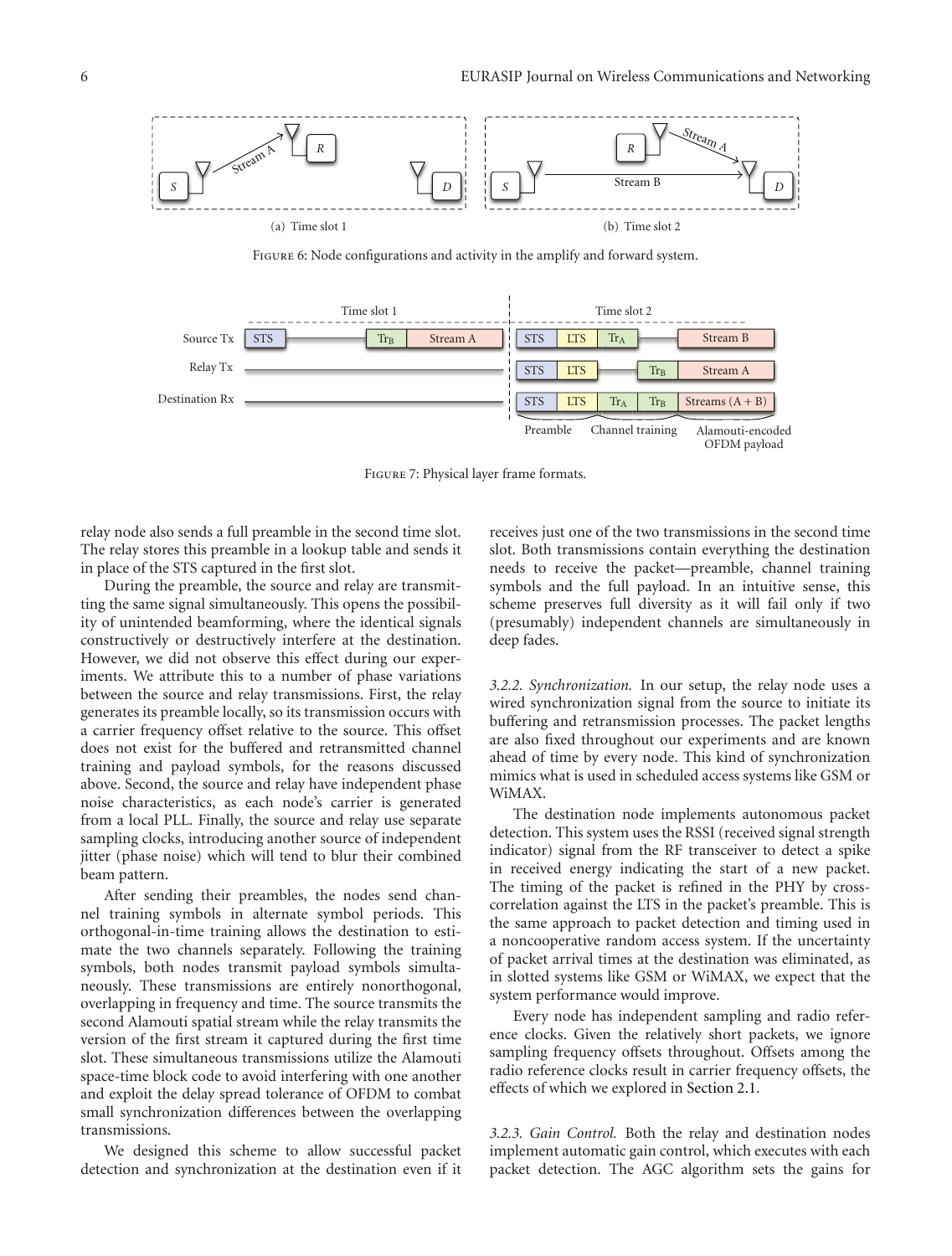Figure 6: Node configurations and activity in the amplify and forward system.

Figure 7: Physical layer frame formats.

relay node also sends a full preamble in the second time slot. The relay stores this preamble in a lookup table and sends it in place of the STS captured in the first slot.

During the preamble, the source and relay are transmitting the same signal simultaneously. This opens the possibility of unintended beamforming, where the identical signals constructively or destructively interfere at the destination. However, we did not observe this effect during our experiments. We attribute this to a number of phase variations between the source and relay transmissions. First, the relay generates its preamble locally, so its transmission occurs with a carrier frequency offset relative to the source. This offset does not exist for the buffered and retransmitted channel training and payload symbols, for the reasons discussed above. Second, the source and relay have independent phase noise characteristics, as each node's carrier is generated from a local PLL. Finally, the source and relay use separate sampling clocks, introducing another source of independent jitter (phase noise) which will tend to blur their combined beam pattern.

After sending their preambles, the nodes send channel training symbols in alternate symbol periods. This orthogonal-in-time training allows the destination to estimate the two channels separately. Following the training symbols, both nodes transmit payload symbols simultaneously. These transmissions are entirely nonorthogonal, overlapping in frequency and time. The source transmits the second Alamouti spatial stream while the relay transmits the version of the first stream it captured during the first time slot. These simultaneous transmissions utilize the Alamouti space-time block code to avoid interfering with one another and exploit the delay spread tolerance of OFDM to combat small synchronization differences between the overlapping transmissions.

We designed this scheme to allow successful packet detection and synchronization at the destination even if it receives just one of the two transmissions in the second time slot. Both transmissions contain everything the destination needs to receive the packet—preamble, channel training symbols and the full payload. In an intuitive sense, this scheme preserves full diversity as it will fail only if two (presumably) independent channels are simultaneously in deep fades.

*3.2.2. Synchronization.* In our setup, the relay node uses a wired synchronization signal from the source to initiate its buffering and retransmission processes. The packet lengths are also fixed throughout our experiments and are known ahead of time by every node. This kind of synchronization mimics what is used in scheduled access systems like GSM or WiMAX.

The destination node implements autonomous packet detection. This system uses the RSSI (received signal strength indicator) signal from the RF transceiver to detect a spike in received energy indicating the start of a new packet. The timing of the packet is refined in the PHY by cross-correlation against the LTS in the packet's preamble. This is the same approach to packet detection and timing used in a noncooperative random access system. If the uncertainty of packet arrival times at the destination was eliminated, as in slotted systems like GSM or WiMAX, we expect that the system performance would improve.

Every node has independent sampling and radio reference clocks. Given the relatively short packets, we ignore sampling frequency offsets throughout. Offsets among the radio reference clocks result in carrier frequency offsets, the effects of which we explored in Section 2.1.

*3.2.3. Gain Control.* Both the relay and destination nodes implement automatic gain control, which executes with each packet detection. The AGC algorithm sets the gains for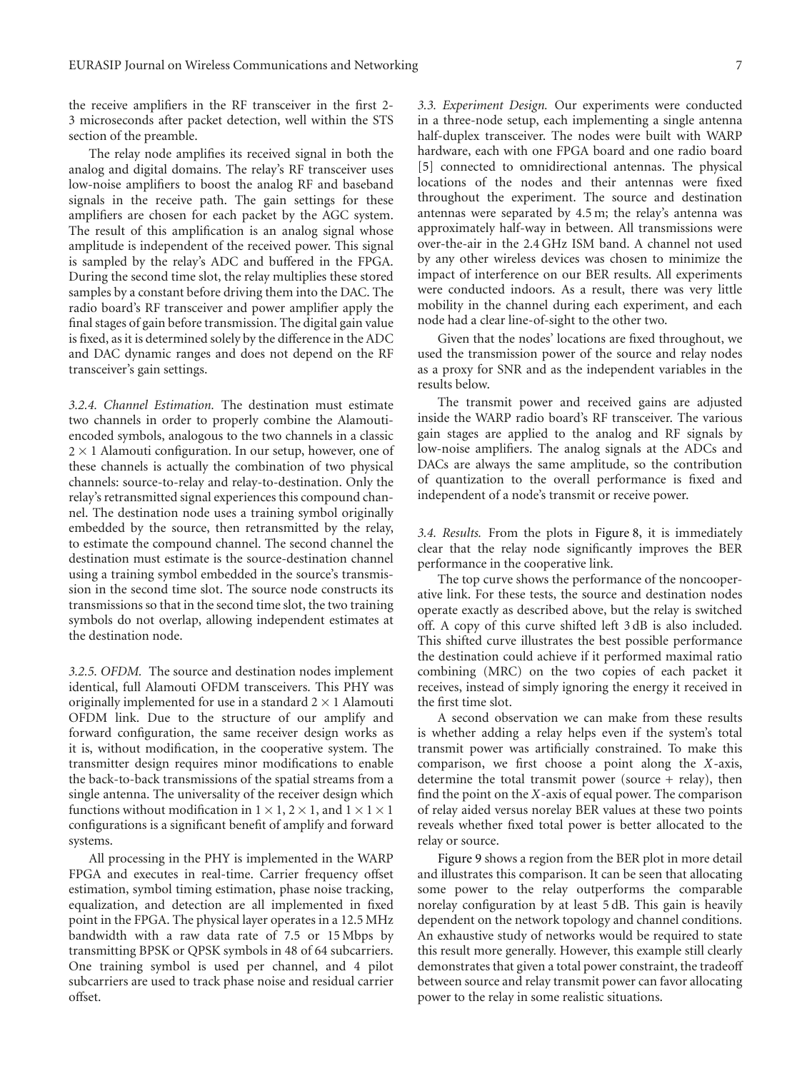the receive amplifiers in the RF transceiver in the first 2-3 microseconds after packet detection, well within the STS section of the preamble.

The relay node amplifies its received signal in both the analog and digital domains. The relay's RF transceiver uses low-noise amplifiers to boost the analog RF and baseband signals in the receive path. The gain settings for these amplifiers are chosen for each packet by the AGC system. The result of this amplification is an analog signal whose amplitude is independent of the received power. This signal is sampled by the relay's ADC and buffered in the FPGA. During the second time slot, the relay multiplies these stored samples by a constant before driving them into the DAC. The radio board's RF transceiver and power amplifier apply the final stages of gain before transmission. The digital gain value is fixed, as it is determined solely by the difference in the ADC and DAC dynamic ranges and does not depend on the RF transceiver's gain settings.

*3.2.4. Channel Estimation.* The destination must estimate two channels in order to properly combine the Alamouti-encoded symbols, analogous to the two channels in a classic $2 \times 1$ Alamouti configuration. In our setup, however, one of these channels is actually the combination of two physical channels: source-to-relay and relay-to-destination. Only the relay's retransmitted signal experiences this compound channel. The destination node uses a training symbol originally embedded by the source, then retransmitted by the relay, to estimate the compound channel. The second channel the destination must estimate is the source-destination channel using a training symbol embedded in the source's transmission in the second time slot. The source node constructs its transmissions so that in the second time slot, the two training symbols do not overlap, allowing independent estimates at the destination node.

*3.2.5. OFDM.* The source and destination nodes implement identical, full Alamouti OFDM transceivers. This PHY was originally implemented for use in a standard $2 \times 1$ Alamouti OFDM link. Due to the structure of our amplify and forward configuration, the same receiver design works as it is, without modification, in the cooperative system. The transmitter design requires minor modifications to enable the back-to-back transmissions of the spatial streams from a single antenna. The universality of the receiver design which functions without modification in $1 \times 1$, $2 \times 1$, and $1 \times 1 \times 1$ configurations is a significant benefit of amplify and forward systems.

All processing in the PHY is implemented in the WARP FPGA and executes in real-time. Carrier frequency offset estimation, symbol timing estimation, phase noise tracking, equalization, and detection are all implemented in fixed point in the FPGA. The physical layer operates in a 12.5 MHz bandwidth with a raw data rate of 7.5 or 15 Mbps by transmitting BPSK or QPSK symbols in 48 of 64 subcarriers. One training symbol is used per channel, and 4 pilot subcarriers are used to track phase noise and residual carrier offset.

*3.3. Experiment Design.* Our experiments were conducted in a three-node setup, each implementing a single antenna half-duplex transceiver. The nodes were built with WARP hardware, each with one FPGA board and one radio board [5] connected to omnidirectional antennas. The physical locations of the nodes and their antennas were fixed throughout the experiment. The source and destination antennas were separated by 4.5 m; the relay's antenna was approximately half-way in between. All transmissions were over-the-air in the 2.4 GHz ISM band. A channel not used by any other wireless devices was chosen to minimize the impact of interference on our BER results. All experiments were conducted indoors. As a result, there was very little mobility in the channel during each experiment, and each node had a clear line-of-sight to the other two.

Given that the nodes' locations are fixed throughout, we used the transmission power of the source and relay nodes as a proxy for SNR and as the independent variables in the results below.

The transmit power and received gains are adjusted inside the WARP radio board's RF transceiver. The various gain stages are applied to the analog and RF signals by low-noise amplifiers. The analog signals at the ADCs and DACs are always the same amplitude, so the contribution of quantization to the overall performance is fixed and independent of a node's transmit or receive power.

*3.4. Results.* From the plots in Figure 8, it is immediately clear that the relay node significantly improves the BER performance in the cooperative link.

The top curve shows the performance of the noncooperative link. For these tests, the source and destination nodes operate exactly as described above, but the relay is switched off. A copy of this curve shifted left 3 dB is also included. This shifted curve illustrates the best possible performance the destination could achieve if it performed maximal ratio combining (MRC) on the two copies of each packet it receives, instead of simply ignoring the energy it received in the first time slot.

A second observation we can make from these results is whether adding a relay helps even if the system's total transmit power was artificially constrained. To make this comparison, we first choose a point along the $X$-axis, determine the total transmit power (source + relay), then find the point on the $X$-axis of equal power. The comparison of relay aided versus norelay BER values at these two points reveals whether fixed total power is better allocated to the relay or source.

Figure 9 shows a region from the BER plot in more detail and illustrates this comparison. It can be seen that allocating some power to the relay outperforms the comparable norelay configuration by at least 5 dB. This gain is heavily dependent on the network topology and channel conditions. An exhaustive study of networks would be required to state this result more generally. However, this example still clearly demonstrates that given a total power constraint, the tradeoff between source and relay transmit power can favor allocating power to the relay in some realistic situations.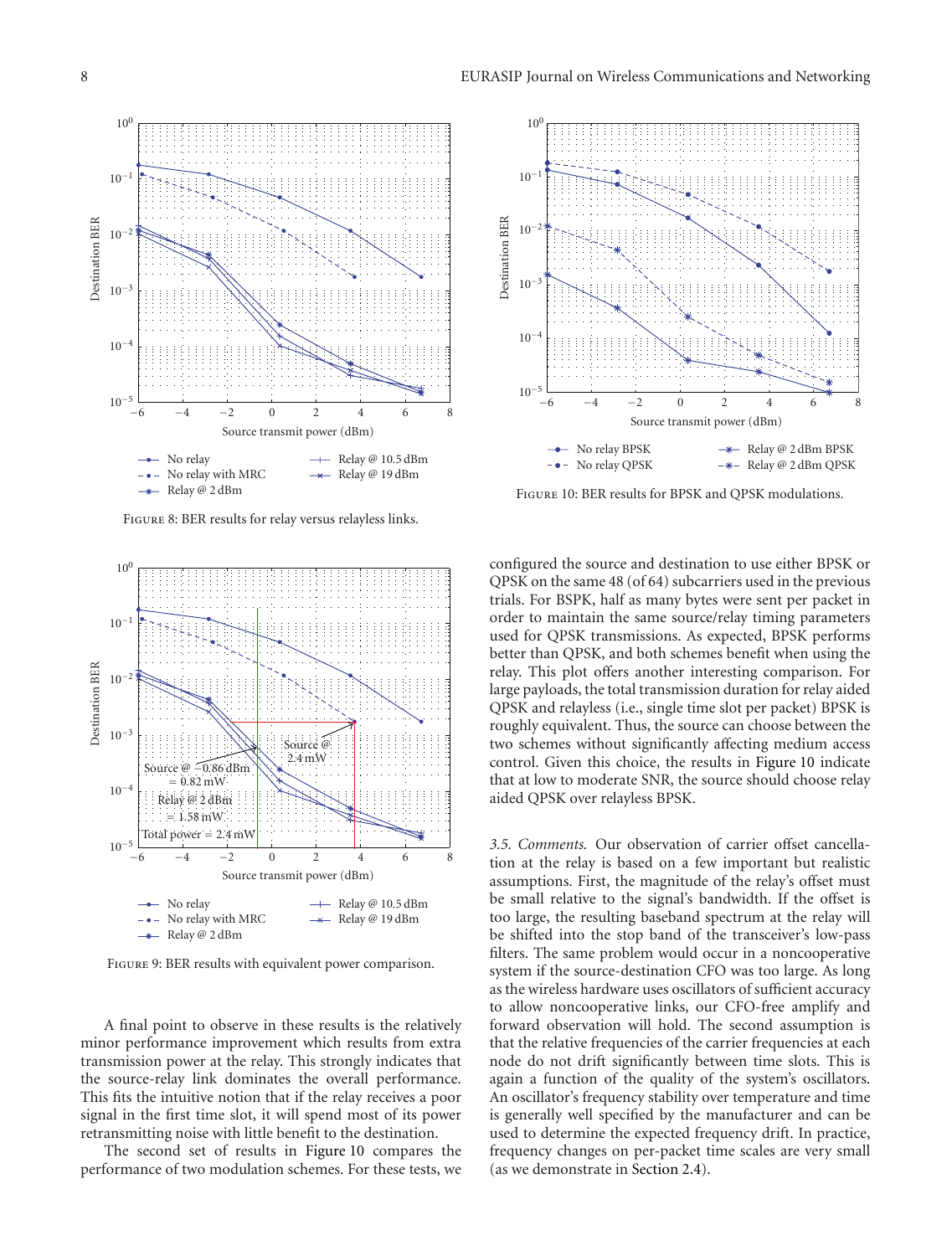Destination BER

$10^0$

$10^{-1}$

$10^{-2}$

$10^{-3}$

$10^{-4}$

$10^{-5}$

−6 −4 −2 0 2 4 6 8

Source transmit power (dBm)

No relay

No relay with MRC

Relay @ 2 dBm

Relay @ 10.5 dBm

Relay @ 19 dBm

Figure 8: BER results for relay versus relayless links.

Destination BER

$10^0$

$10^{-1}$

$10^{-2}$

$10^{-3}$

$10^{-4}$

$10^{-5}$

−6 −4 −2 0 2 4 6 8

Source transmit power (dBm)

No relay BPSK

No relay QPSK

Relay @ 2 dBm BPSK

Relay @ 2 dBm QPSK

Figure 10: BER results for BPSK and QPSK modulations.

Destination BER

$10^0$

$10^{-1}$

$10^{-2}$

$10^{-3}$

$10^{-4}$

$10^{-5}$

−6 −4 −2 0 2 4 6 8

Source transmit power (dBm)

Source @ 2.4 mW

Source @ −0.86 dBm = 0.82 mW

Relay @ 2 dBm = 1.58 mW

Total power = 2.4 mW

No relay

No relay with MRC

Relay @ 2 dBm

Relay @ 10.5 dBm

Relay @ 19 dBm

Figure 9: BER results with equivalent power comparison.

A final point to observe in these results is the relatively minor performance improvement which results from extra transmission power at the relay. This strongly indicates that the source-relay link dominates the overall performance. This fits the intuitive notion that if the relay receives a poor signal in the first time slot, it will spend most of its power retransmitting noise with little benefit to the destination.

The second set of results in Figure 10 compares the performance of two modulation schemes. For these tests, we configured the source and destination to use either BPSK or QPSK on the same 48 (of 64) subcarriers used in the previous trials. For BSPK, half as many bytes were sent per packet in order to maintain the same source/relay timing parameters used for QPSK transmissions. As expected, BPSK performs better than QPSK, and both schemes benefit when using the relay. This plot offers another interesting comparison. For large payloads, the total transmission duration for relay aided QPSK and relayless (i.e., single time slot per packet) BPSK is roughly equivalent. Thus, the source can choose between the two schemes without significantly affecting medium access control. Given this choice, the results in Figure 10 indicate that at low to moderate SNR, the source should choose relay aided QPSK over relayless BPSK.

*3.5. Comments.* Our observation of carrier offset cancellation at the relay is based on a few important but realistic assumptions. First, the magnitude of the relay's offset must be small relative to the signal's bandwidth. If the offset is too large, the resulting baseband spectrum at the relay will be shifted into the stop band of the transceiver's low-pass filters. The same problem would occur in a noncooperative system if the source-destination CFO was too large. As long as the wireless hardware uses oscillators of sufficient accuracy to allow noncooperative links, our CFO-free amplify and forward observation will hold. The second assumption is that the relative frequencies of the carrier frequencies at each node do not drift significantly between time slots. This is again a function of the quality of the system's oscillators. An oscillator's frequency stability over temperature and time is generally well specified by the manufacturer and can be used to determine the expected frequency drift. In practice, frequency changes on per-packet time scales are very small (as we demonstrate in Section 2.4).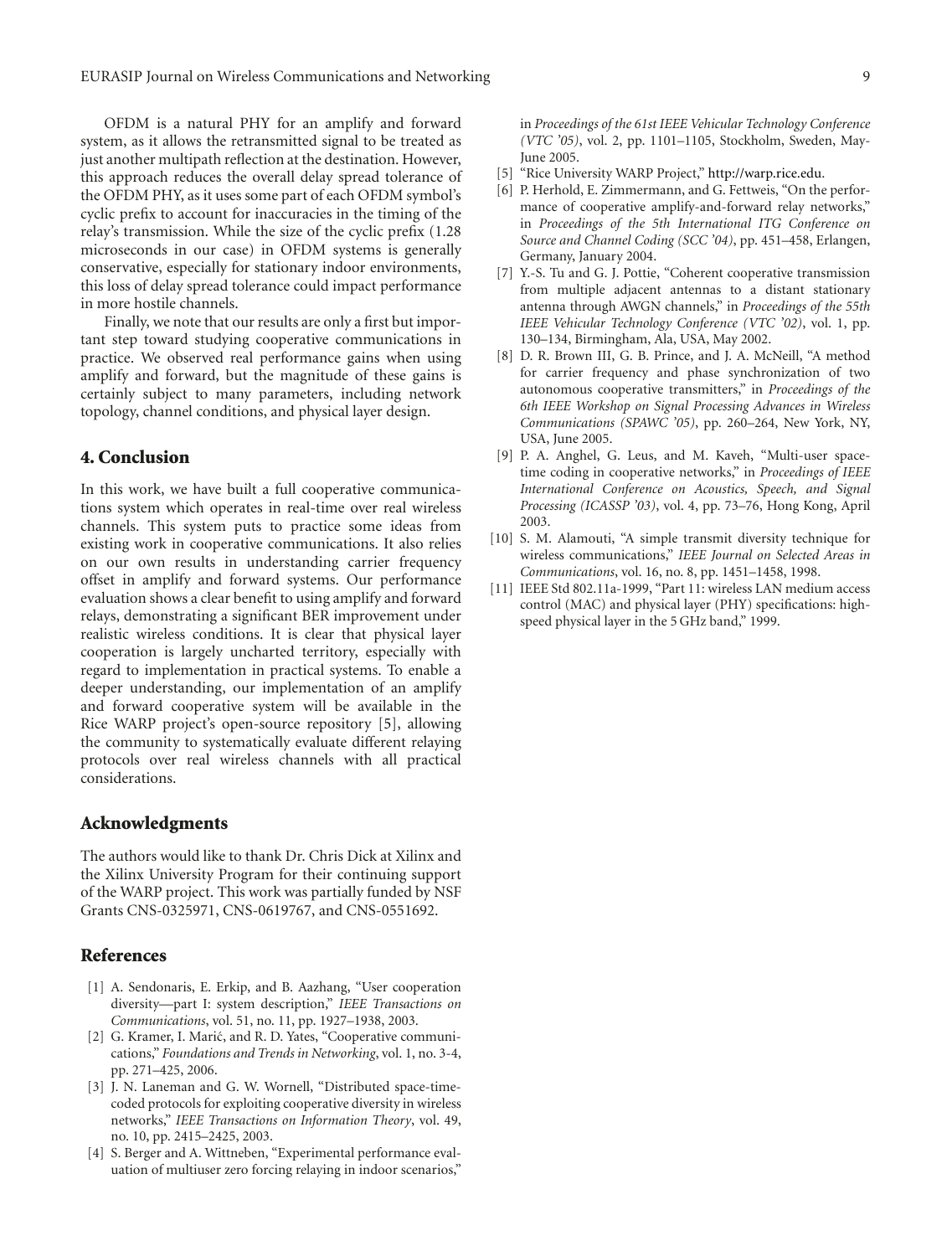OFDM is a natural PHY for an amplify and forward system, as it allows the retransmitted signal to be treated as just another multipath reflection at the destination. However, this approach reduces the overall delay spread tolerance of the OFDM PHY, as it uses some part of each OFDM symbol's cyclic prefix to account for inaccuracies in the timing of the relay's transmission. While the size of the cyclic prefix (1.28 microseconds in our case) in OFDM systems is generally conservative, especially for stationary indoor environments, this loss of delay spread tolerance could impact performance in more hostile channels.

Finally, we note that our results are only a first but important step toward studying cooperative communications in practice. We observed real performance gains when using amplify and forward, but the magnitude of these gains is certainly subject to many parameters, including network topology, channel conditions, and physical layer design.

## 4. Conclusion

In this work, we have built a full cooperative communications system which operates in real-time over real wireless channels. This system puts to practice some ideas from existing work in cooperative communications. It also relies on our own results in understanding carrier frequency offset in amplify and forward systems. Our performance evaluation shows a clear benefit to using amplify and forward relays, demonstrating a significant BER improvement under realistic wireless conditions. It is clear that physical layer cooperation is largely uncharted territory, especially with regard to implementation in practical systems. To enable a deeper understanding, our implementation of an amplify and forward cooperative system will be available in the Rice WARP project's open-source repository [5], allowing the community to systematically evaluate different relaying protocols over real wireless channels with all practical considerations.

## Acknowledgments

The authors would like to thank Dr. Chris Dick at Xilinx and the Xilinx University Program for their continuing support of the WARP project. This work was partially funded by NSF Grants CNS-0325971, CNS-0619767, and CNS-0551692.

## References

[1] A. Sendonaris, E. Erkip, and B. Aazhang, "User cooperation diversity—part I: system description," *IEEE Transactions on Communications*, vol. 51, no. 11, pp. 1927–1938, 2003.

[2] G. Kramer, I. Marić, and R. D. Yates, "Cooperative communications," *Foundations and Trends in Networking*, vol. 1, no. 3-4, pp. 271–425, 2006.

[3] J. N. Laneman and G. W. Wornell, "Distributed space-time-coded protocols for exploiting cooperative diversity in wireless networks," *IEEE Transactions on Information Theory*, vol. 49, no. 10, pp. 2415–2425, 2003.

[4] S. Berger and A. Wittneben, "Experimental performance evaluation of multiuser zero forcing relaying in indoor scenarios," in *Proceedings of the 61st IEEE Vehicular Technology Conference (VTC '05)*, vol. 2, pp. 1101–1105, Stockholm, Sweden, May-June 2005.

[5] "Rice University WARP Project," http://warp.rice.edu.

[6] P. Herhold, E. Zimmermann, and G. Fettweis, "On the performance of cooperative amplify-and-forward relay networks," in *Proceedings of the 5th International ITG Conference on Source and Channel Coding (SCC '04)*, pp. 451–458, Erlangen, Germany, January 2004.

[7] Y.-S. Tu and G. J. Pottie, "Coherent cooperative transmission from multiple adjacent antennas to a distant stationary antenna through AWGN channels," in *Proceedings of the 55th IEEE Vehicular Technology Conference (VTC '02)*, vol. 1, pp. 130–134, Birmingham, Ala, USA, May 2002.

[8] D. R. Brown III, G. B. Prince, and J. A. McNeill, "A method for carrier frequency and phase synchronization of two autonomous cooperative transmitters," in *Proceedings of the 6th IEEE Workshop on Signal Processing Advances in Wireless Communications (SPAWC '05)*, pp. 260–264, New York, NY, USA, June 2005.

[9] P. A. Anghel, G. Leus, and M. Kaveh, "Multi-user space-time coding in cooperative networks," in *Proceedings of IEEE International Conference on Acoustics, Speech, and Signal Processing (ICASSP '03)*, vol. 4, pp. 73–76, Hong Kong, April 2003.

[10] S. M. Alamouti, "A simple transmit diversity technique for wireless communications," *IEEE Journal on Selected Areas in Communications*, vol. 16, no. 8, pp. 1451–1458, 1998.

[11] IEEE Std 802.11a-1999, "Part 11: wireless LAN medium access control (MAC) and physical layer (PHY) specifications: high-speed physical layer in the 5 GHz band," 1999.